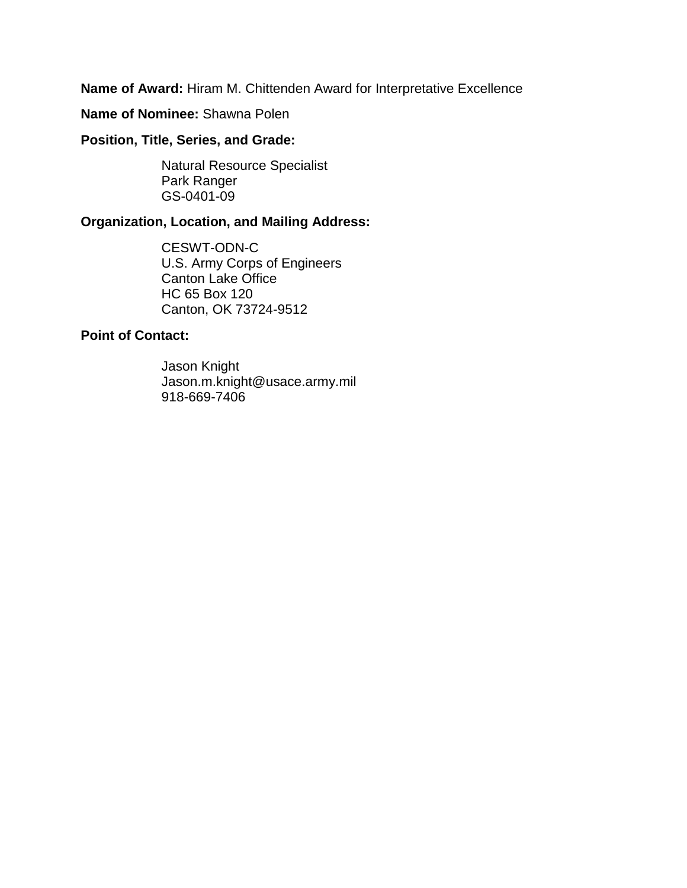**Name of Award:** Hiram M. Chittenden Award for Interpretative Excellence

**Name of Nominee:** Shawna Polen

**Position, Title, Series, and Grade:**

Natural Resource Specialist
Park Ranger
GS-0401-09

**Organization, Location, and Mailing Address:**

CESWT-ODN-C
U.S. Army Corps of Engineers
Canton Lake Office
HC 65 Box 120
Canton, OK 73724-9512

**Point of Contact:**

Jason Knight
Jason.m.knight@usace.army.mil
918-669-7406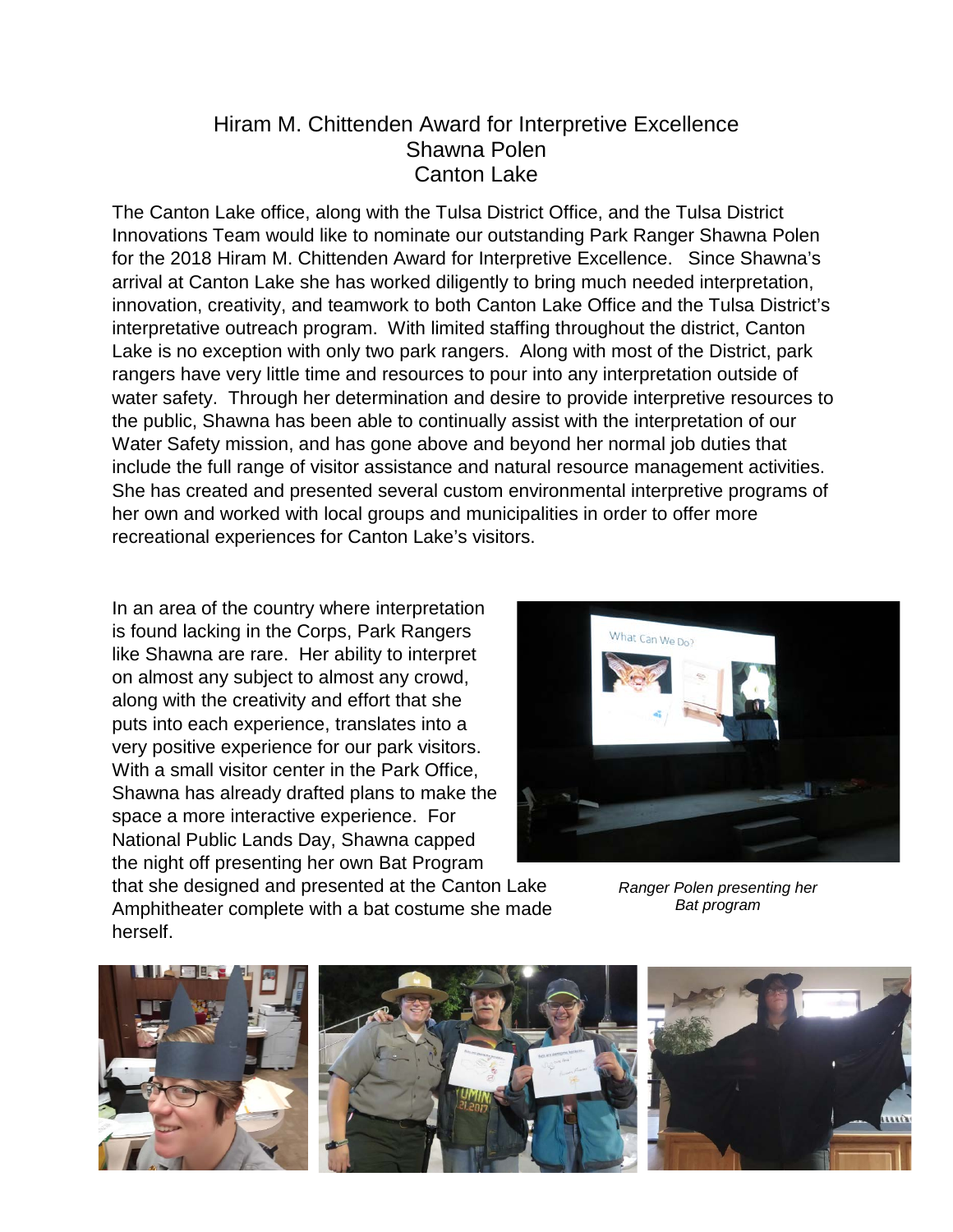# Hiram M. Chittenden Award for Interpretive Excellence
## Shawna Polen
## Canton Lake

The Canton Lake office, along with the Tulsa District Office, and the Tulsa District Innovations Team would like to nominate our outstanding Park Ranger Shawna Polen for the 2018 Hiram M. Chittenden Award for Interpretive Excellence. Since Shawna's arrival at Canton Lake she has worked diligently to bring much needed interpretation, innovation, creativity, and teamwork to both Canton Lake Office and the Tulsa District's interpretative outreach program. With limited staffing throughout the district, Canton Lake is no exception with only two park rangers. Along with most of the District, park rangers have very little time and resources to pour into any interpretation outside of water safety. Through her determination and desire to provide interpretive resources to the public, Shawna has been able to continually assist with the interpretation of our Water Safety mission, and has gone above and beyond her normal job duties that include the full range of visitor assistance and natural resource management activities. She has created and presented several custom environmental interpretive programs of her own and worked with local groups and municipalities in order to offer more recreational experiences for Canton Lake's visitors.

In an area of the country where interpretation is found lacking in the Corps, Park Rangers like Shawna are rare. Her ability to interpret on almost any subject to almost any crowd, along with the creativity and effort that she puts into each experience, translates into a very positive experience for our park visitors. With a small visitor center in the Park Office, Shawna has already drafted plans to make the space a more interactive experience. For National Public Lands Day, Shawna capped the night off presenting her own Bat Program that she designed and presented at the Canton Lake Amphitheater complete with a bat costume she made herself.

*Ranger Polen presenting her Bat program*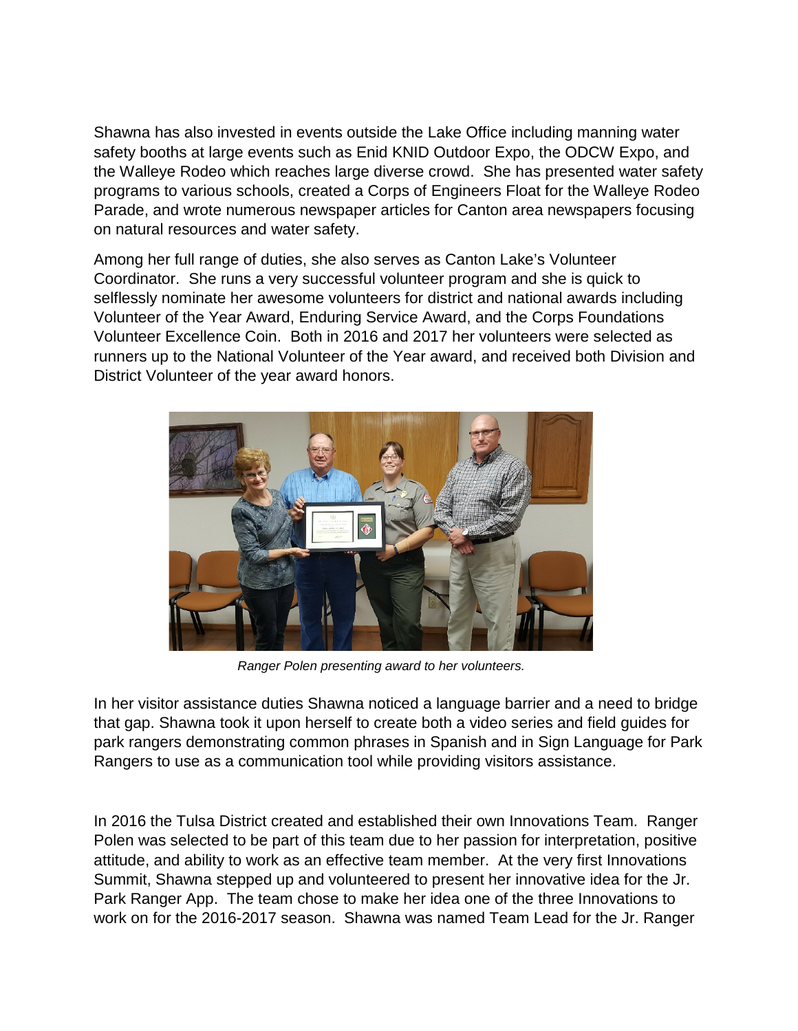Shawna has also invested in events outside the Lake Office including manning water safety booths at large events such as Enid KNID Outdoor Expo, the ODCW Expo, and the Walleye Rodeo which reaches large diverse crowd. She has presented water safety programs to various schools, created a Corps of Engineers Float for the Walleye Rodeo Parade, and wrote numerous newspaper articles for Canton area newspapers focusing on natural resources and water safety.

Among her full range of duties, she also serves as Canton Lake's Volunteer Coordinator. She runs a very successful volunteer program and she is quick to selflessly nominate her awesome volunteers for district and national awards including Volunteer of the Year Award, Enduring Service Award, and the Corps Foundations Volunteer Excellence Coin. Both in 2016 and 2017 her volunteers were selected as runners up to the National Volunteer of the Year award, and received both Division and District Volunteer of the year award honors.

*Ranger Polen presenting award to her volunteers.*

In her visitor assistance duties Shawna noticed a language barrier and a need to bridge that gap. Shawna took it upon herself to create both a video series and field guides for park rangers demonstrating common phrases in Spanish and in Sign Language for Park Rangers to use as a communication tool while providing visitors assistance.

In 2016 the Tulsa District created and established their own Innovations Team. Ranger Polen was selected to be part of this team due to her passion for interpretation, positive attitude, and ability to work as an effective team member. At the very first Innovations Summit, Shawna stepped up and volunteered to present her innovative idea for the Jr. Park Ranger App. The team chose to make her idea one of the three Innovations to work on for the 2016-2017 season. Shawna was named Team Lead for the Jr. Ranger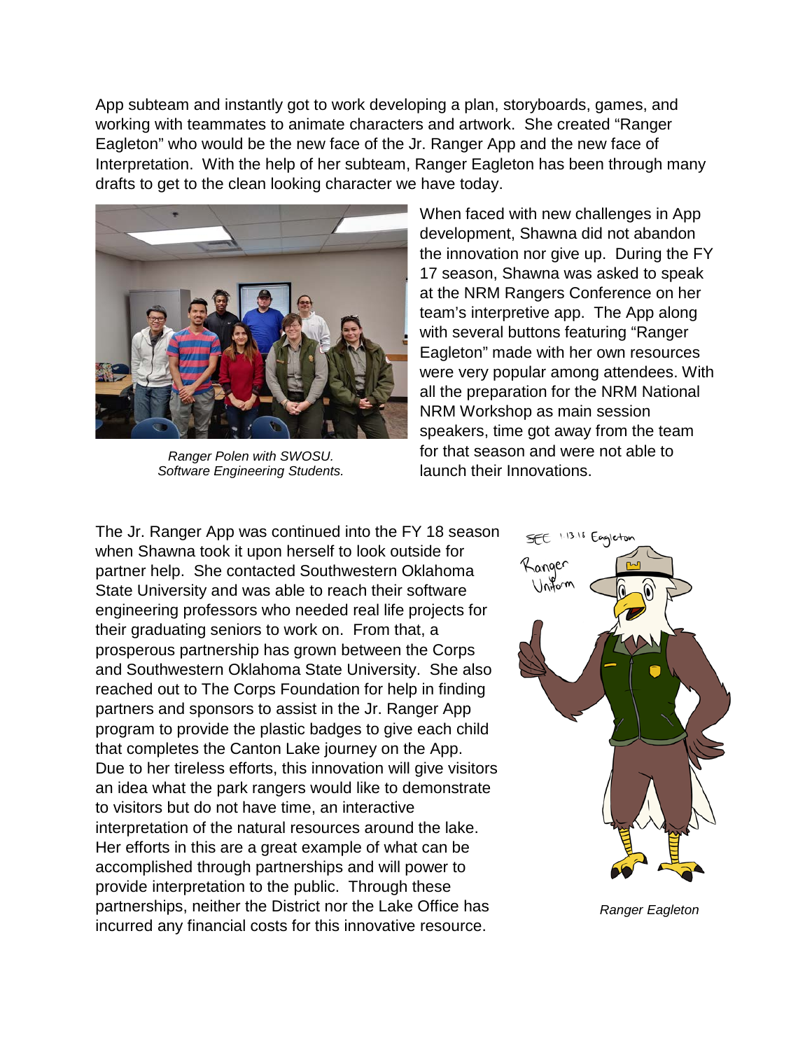App subteam and instantly got to work developing a plan, storyboards, games, and working with teammates to animate characters and artwork. She created "Ranger Eagleton" who would be the new face of the Jr. Ranger App and the new face of Interpretation. With the help of her subteam, Ranger Eagleton has been through many drafts to get to the clean looking character we have today.

*Ranger Polen with SWOSU. Software Engineering Students.*

When faced with new challenges in App development, Shawna did not abandon the innovation nor give up. During the FY 17 season, Shawna was asked to speak at the NRM Rangers Conference on her team's interpretive app. The App along with several buttons featuring "Ranger Eagleton" made with her own resources were very popular among attendees. With all the preparation for the NRM National NRM Workshop as main session speakers, time got away from the team for that season and were not able to launch their Innovations.

The Jr. Ranger App was continued into the FY 18 season when Shawna took it upon herself to look outside for partner help. She contacted Southwestern Oklahoma State University and was able to reach their software engineering professors who needed real life projects for their graduating seniors to work on. From that, a prosperous partnership has grown between the Corps and Southwestern Oklahoma State University. She also reached out to The Corps Foundation for help in finding partners and sponsors to assist in the Jr. Ranger App program to provide the plastic badges to give each child that completes the Canton Lake journey on the App. Due to her tireless efforts, this innovation will give visitors an idea what the park rangers would like to demonstrate to visitors but do not have time, an interactive interpretation of the natural resources around the lake. Her efforts in this are a great example of what can be accomplished through partnerships and will power to provide interpretation to the public. Through these partnerships, neither the District nor the Lake Office has incurred any financial costs for this innovative resource.

*Ranger Eagleton*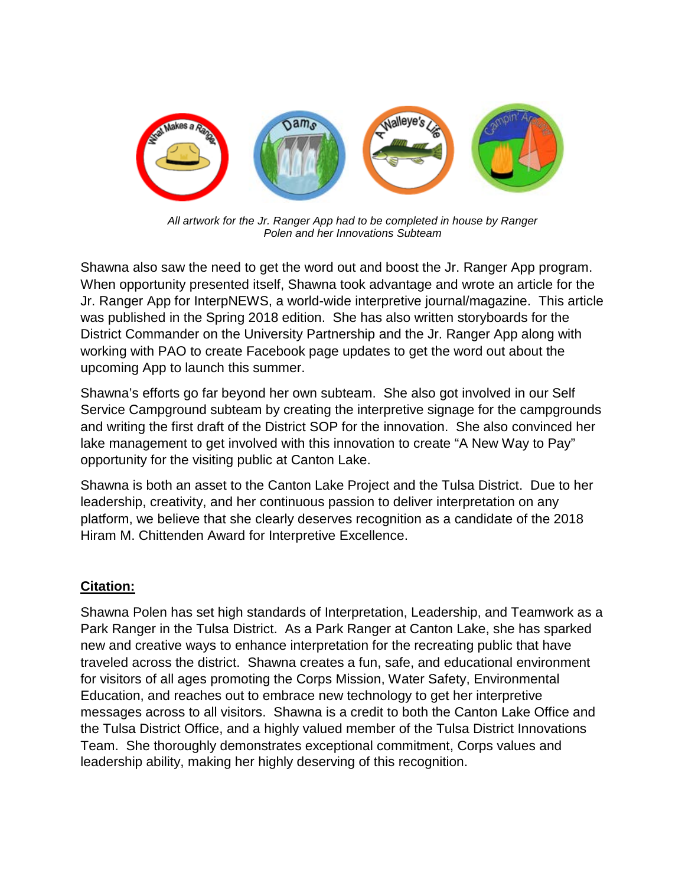*All artwork for the Jr. Ranger App had to be completed in house by Ranger Polen and her Innovations Subteam*

Shawna also saw the need to get the word out and boost the Jr. Ranger App program. When opportunity presented itself, Shawna took advantage and wrote an article for the Jr. Ranger App for InterpNEWS, a world-wide interpretive journal/magazine. This article was published in the Spring 2018 edition. She has also written storyboards for the District Commander on the University Partnership and the Jr. Ranger App along with working with PAO to create Facebook page updates to get the word out about the upcoming App to launch this summer.

Shawna's efforts go far beyond her own subteam. She also got involved in our Self Service Campground subteam by creating the interpretive signage for the campgrounds and writing the first draft of the District SOP for the innovation. She also convinced her lake management to get involved with this innovation to create "A New Way to Pay" opportunity for the visiting public at Canton Lake.

Shawna is both an asset to the Canton Lake Project and the Tulsa District. Due to her leadership, creativity, and her continuous passion to deliver interpretation on any platform, we believe that she clearly deserves recognition as a candidate of the 2018 Hiram M. Chittenden Award for Interpretive Excellence.

**Citation:**

Shawna Polen has set high standards of Interpretation, Leadership, and Teamwork as a Park Ranger in the Tulsa District. As a Park Ranger at Canton Lake, she has sparked new and creative ways to enhance interpretation for the recreating public that have traveled across the district. Shawna creates a fun, safe, and educational environment for visitors of all ages promoting the Corps Mission, Water Safety, Environmental Education, and reaches out to embrace new technology to get her interpretive messages across to all visitors. Shawna is a credit to both the Canton Lake Office and the Tulsa District Office, and a highly valued member of the Tulsa District Innovations Team. She thoroughly demonstrates exceptional commitment, Corps values and leadership ability, making her highly deserving of this recognition.